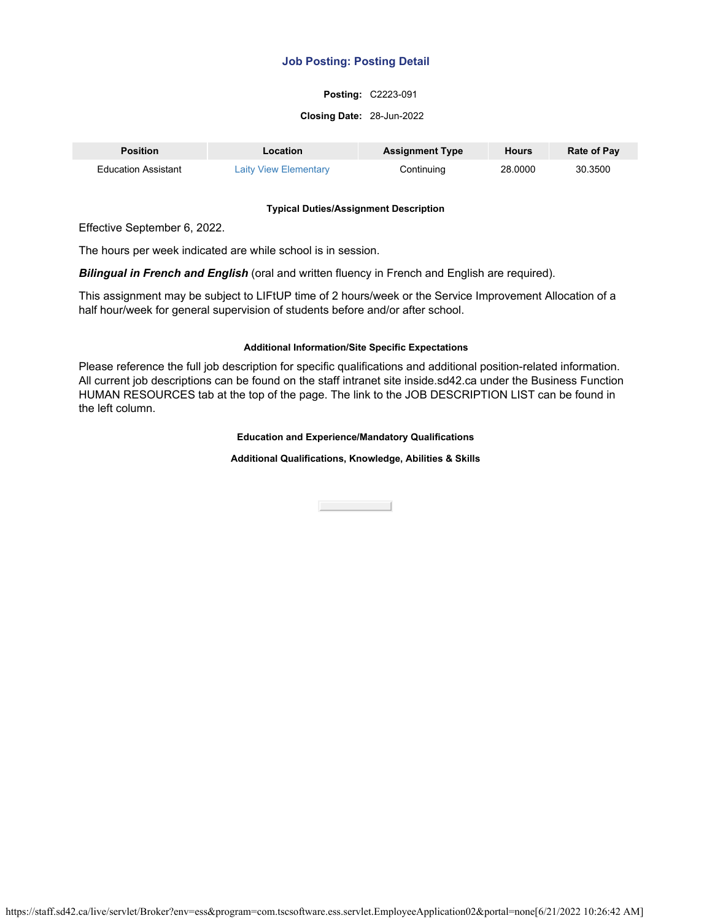## Job Posting: Posting Detail

**Posting:** C2223-091

**Closing Date:** 28-Jun-2022

| Position | Location | Assignment Type | Hours | Rate of Pay |
|---|---|---|---|---|
| Education Assistant | Laity View Elementary | Continuing | 28.0000 | 30.3500 |

#### Typical Duties/Assignment Description

Effective September 6, 2022.

The hours per week indicated are while school is in session.

***Bilingual in French and English*** (oral and written fluency in French and English are required).

This assignment may be subject to LIFtUP time of 2 hours/week or the Service Improvement Allocation of a half hour/week for general supervision of students before and/or after school.

#### Additional Information/Site Specific Expectations

Please reference the full job description for specific qualifications and additional position-related information. All current job descriptions can be found on the staff intranet site inside.sd42.ca under the Business Function HUMAN RESOURCES tab at the top of the page. The link to the JOB DESCRIPTION LIST can be found in the left column.

#### Education and Experience/Mandatory Qualifications

#### Additional Qualifications, Knowledge, Abilities & Skills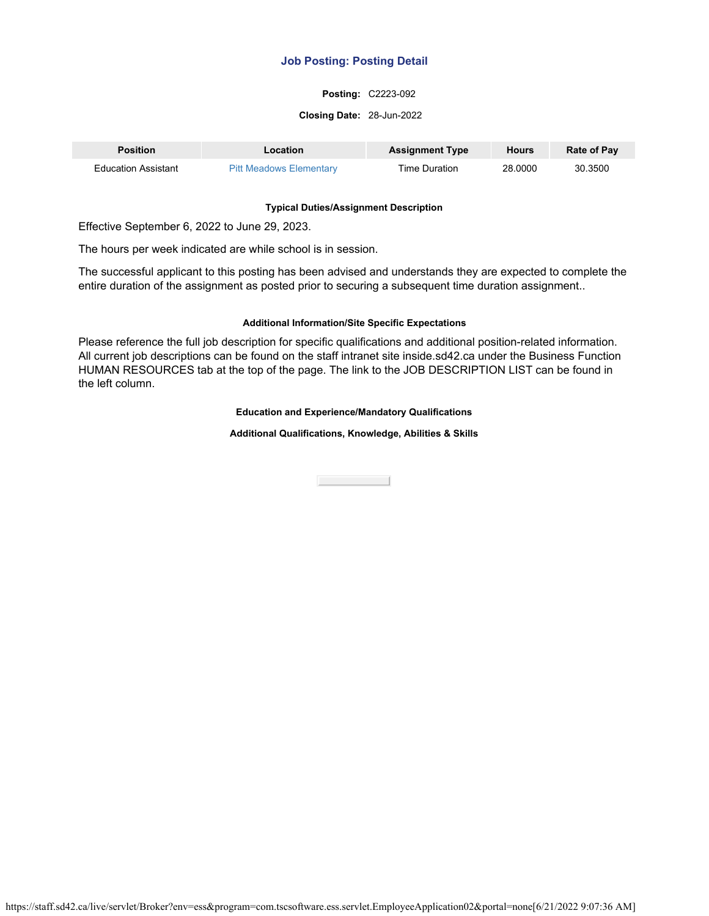# Job Posting: Posting Detail

**Posting:** C2223-092

**Closing Date:** 28-Jun-2022

| Position | Location | Assignment Type | Hours | Rate of Pay |
|---|---|---|---|---|
| Education Assistant | Pitt Meadows Elementary | Time Duration | 28.0000 | 30.3500 |

#### Typical Duties/Assignment Description

Effective September 6, 2022 to June 29, 2023.

The hours per week indicated are while school is in session.

The successful applicant to this posting has been advised and understands they are expected to complete the entire duration of the assignment as posted prior to securing a subsequent time duration assignment..

#### Additional Information/Site Specific Expectations

Please reference the full job description for specific qualifications and additional position-related information. All current job descriptions can be found on the staff intranet site inside.sd42.ca under the Business Function HUMAN RESOURCES tab at the top of the page. The link to the JOB DESCRIPTION LIST can be found in the left column.

#### Education and Experience/Mandatory Qualifications

#### Additional Qualifications, Knowledge, Abilities & Skills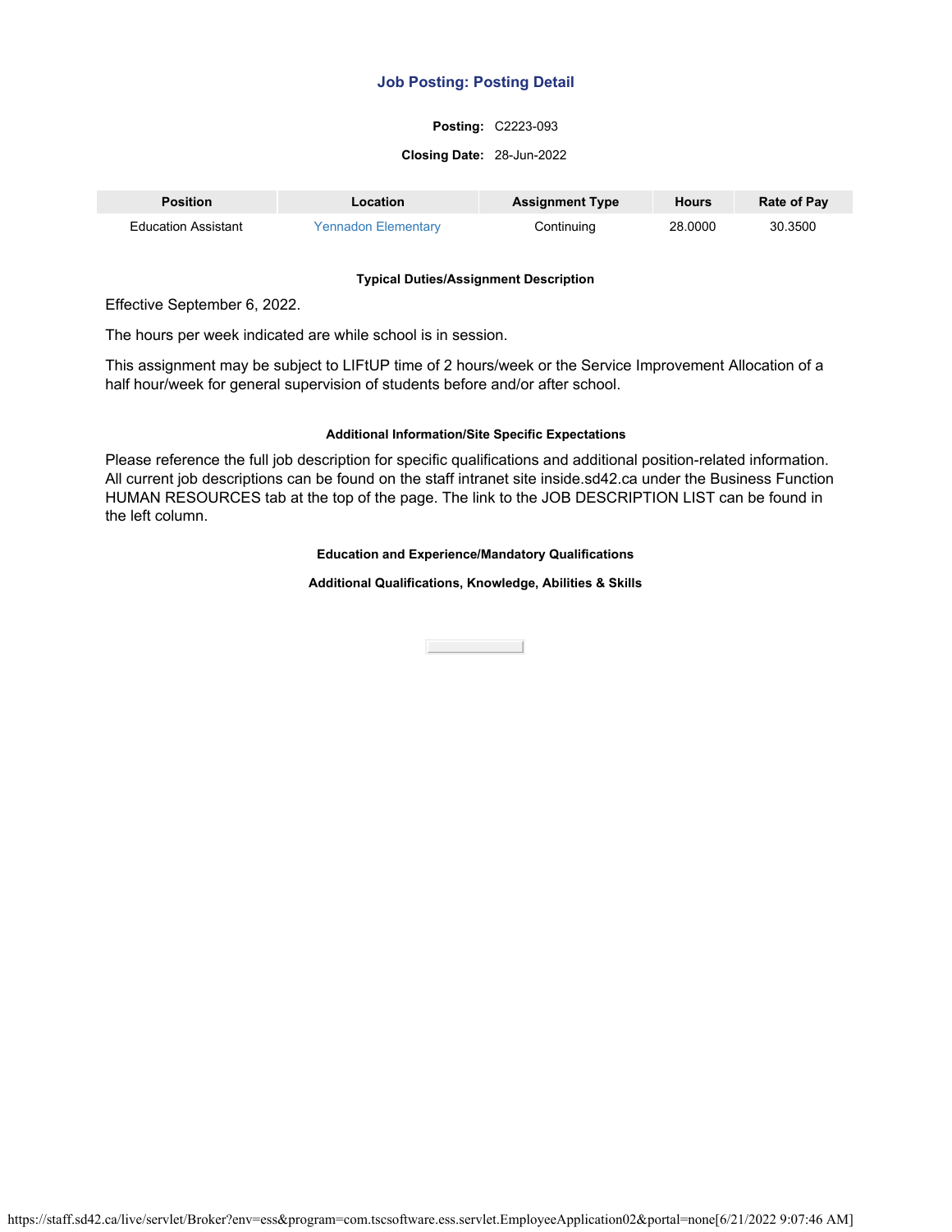## Job Posting: Posting Detail

**Posting:** C2223-093

**Closing Date:** 28-Jun-2022

| Position | Location | Assignment Type | Hours | Rate of Pay |
|---|---|---|---|---|
| Education Assistant | Yennadon Elementary | Continuing | 28.0000 | 30.3500 |

**Typical Duties/Assignment Description**

Effective September 6, 2022.

The hours per week indicated are while school is in session.

This assignment may be subject to LIFtUP time of 2 hours/week or the Service Improvement Allocation of a half hour/week for general supervision of students before and/or after school.

**Additional Information/Site Specific Expectations**

Please reference the full job description for specific qualifications and additional position-related information. All current job descriptions can be found on the staff intranet site inside.sd42.ca under the Business Function HUMAN RESOURCES tab at the top of the page. The link to the JOB DESCRIPTION LIST can be found in the left column.

**Education and Experience/Mandatory Qualifications**

**Additional Qualifications, Knowledge, Abilities & Skills**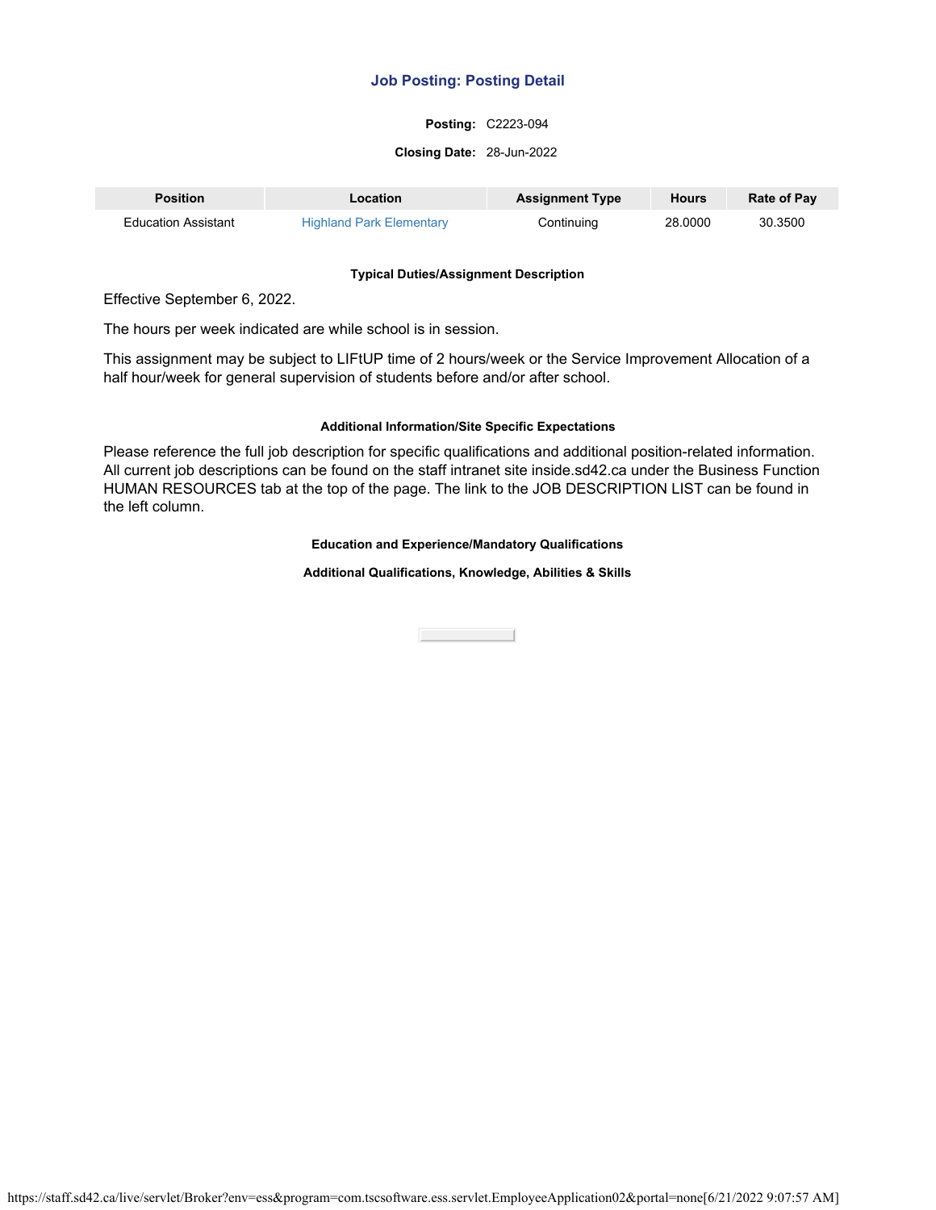## Job Posting: Posting Detail

**Posting:** C2223-094

**Closing Date:** 28-Jun-2022

| Position | Location | Assignment Type | Hours | Rate of Pay |
|---|---|---|---|---|
| Education Assistant | Highland Park Elementary | Continuing | 28.0000 | 30.3500 |

#### Typical Duties/Assignment Description

Effective September 6, 2022.

The hours per week indicated are while school is in session.

This assignment may be subject to LIFtUP time of 2 hours/week or the Service Improvement Allocation of a half hour/week for general supervision of students before and/or after school.

#### Additional Information/Site Specific Expectations

Please reference the full job description for specific qualifications and additional position-related information. All current job descriptions can be found on the staff intranet site inside.sd42.ca under the Business Function HUMAN RESOURCES tab at the top of the page. The link to the JOB DESCRIPTION LIST can be found in the left column.

#### Education and Experience/Mandatory Qualifications

#### Additional Qualifications, Knowledge, Abilities & Skills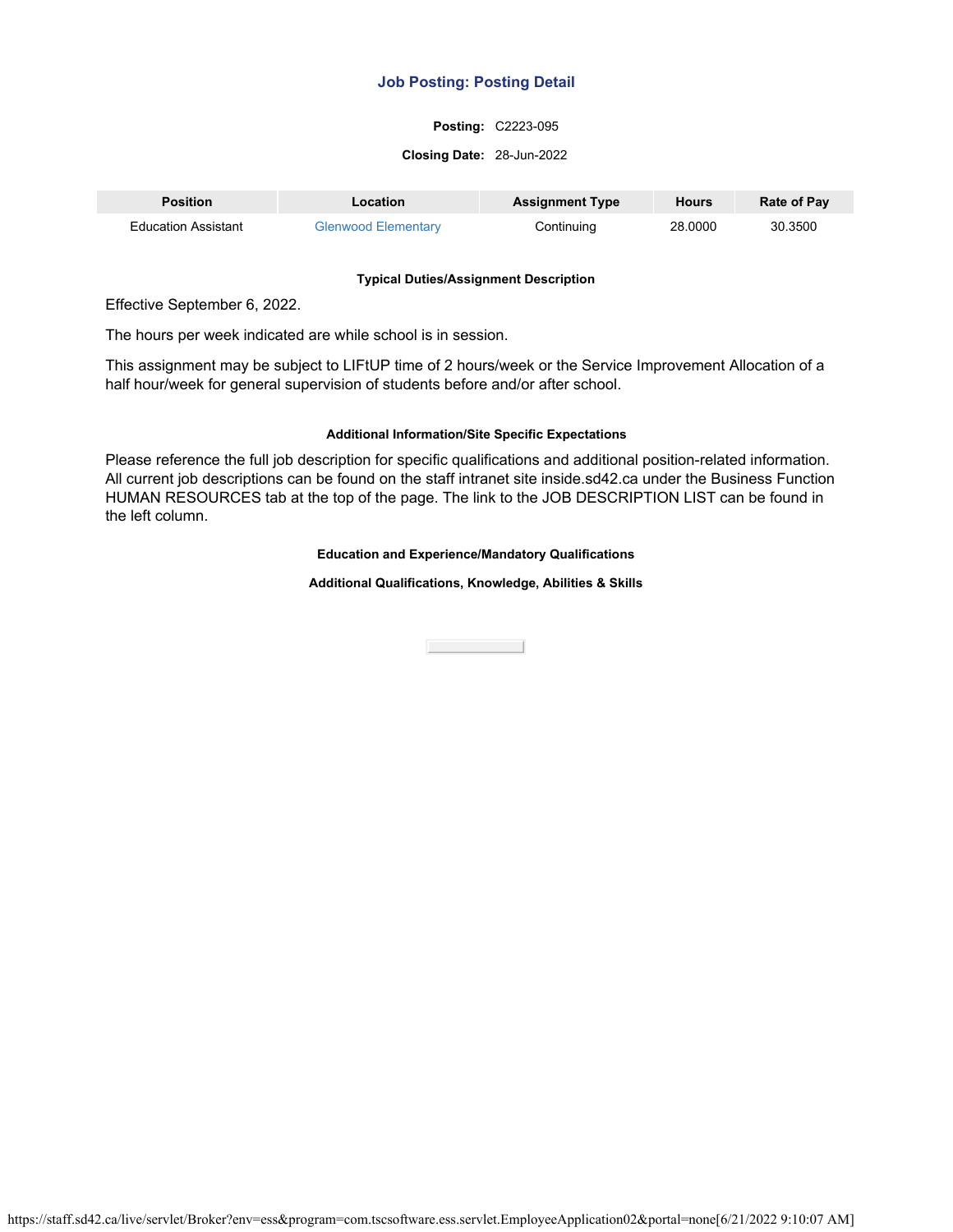## Job Posting: Posting Detail

**Posting:** C2223-095

**Closing Date:** 28-Jun-2022

| Position | Location | Assignment Type | Hours | Rate of Pay |
|---|---|---|---|---|
| Education Assistant | Glenwood Elementary | Continuing | 28.0000 | 30.3500 |

### Typical Duties/Assignment Description

Effective September 6, 2022.

The hours per week indicated are while school is in session.

This assignment may be subject to LIFtUP time of 2 hours/week or the Service Improvement Allocation of a half hour/week for general supervision of students before and/or after school.

### Additional Information/Site Specific Expectations

Please reference the full job description for specific qualifications and additional position-related information. All current job descriptions can be found on the staff intranet site inside.sd42.ca under the Business Function HUMAN RESOURCES tab at the top of the page. The link to the JOB DESCRIPTION LIST can be found in the left column.

### Education and Experience/Mandatory Qualifications

### Additional Qualifications, Knowledge, Abilities & Skills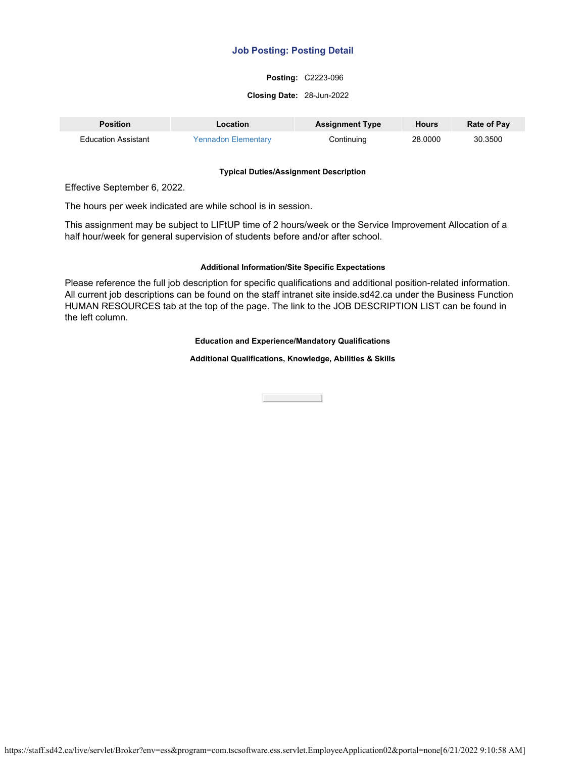# Job Posting: Posting Detail

**Posting:** C2223-096

**Closing Date:** 28-Jun-2022

| Position | Location | Assignment Type | Hours | Rate of Pay |
|---|---|---|---|---|
| Education Assistant | Yennadon Elementary | Continuing | 28.0000 | 30.3500 |

### Typical Duties/Assignment Description

Effective September 6, 2022.

The hours per week indicated are while school is in session.

This assignment may be subject to LIFtUP time of 2 hours/week or the Service Improvement Allocation of a half hour/week for general supervision of students before and/or after school.

### Additional Information/Site Specific Expectations

Please reference the full job description for specific qualifications and additional position-related information. All current job descriptions can be found on the staff intranet site inside.sd42.ca under the Business Function HUMAN RESOURCES tab at the top of the page. The link to the JOB DESCRIPTION LIST can be found in the left column.

### Education and Experience/Mandatory Qualifications

### Additional Qualifications, Knowledge, Abilities & Skills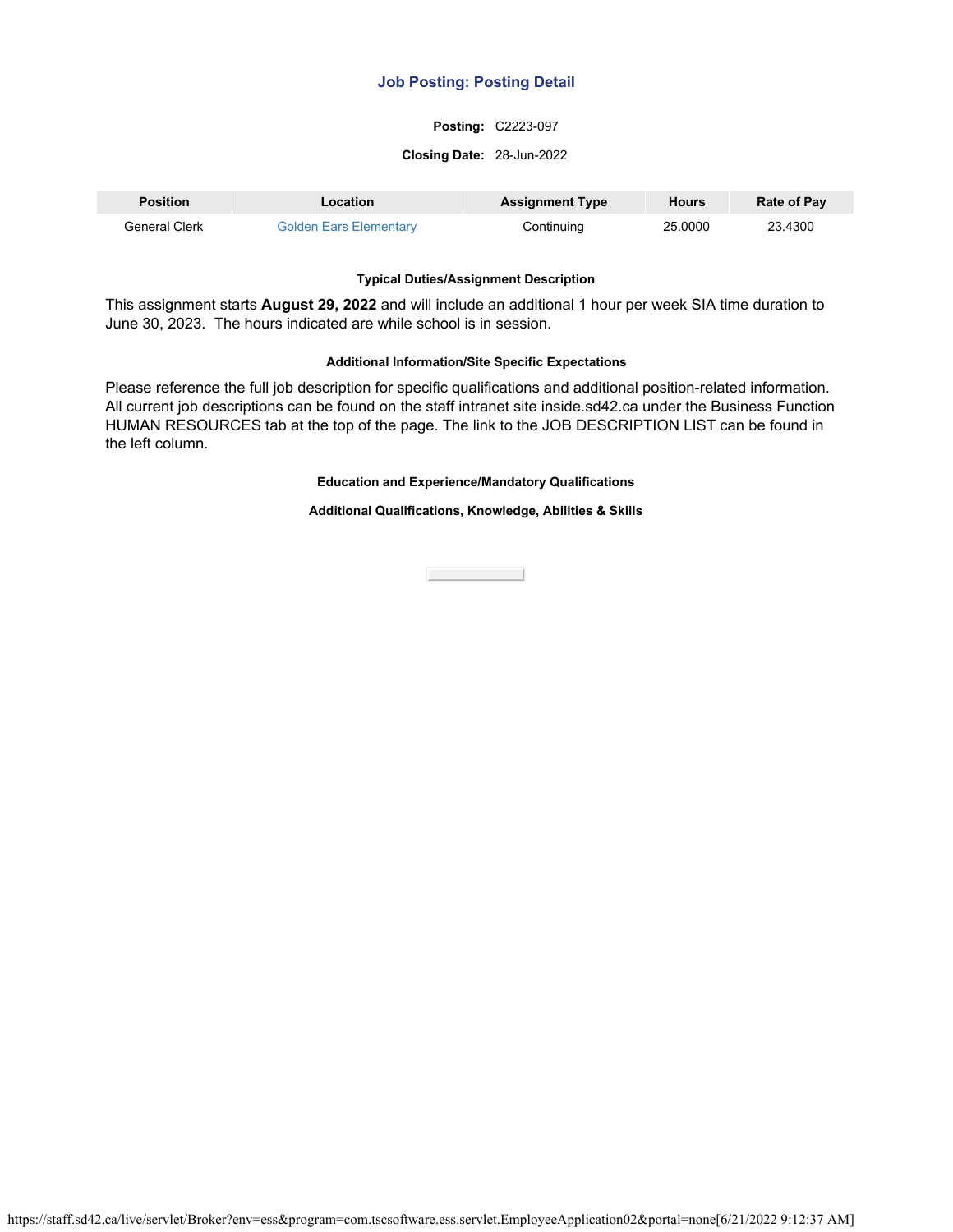## Job Posting: Posting Detail

**Posting:** C2223-097

**Closing Date:** 28-Jun-2022

| Position | Location | Assignment Type | Hours | Rate of Pay |
| --- | --- | --- | --- | --- |
| General Clerk | Golden Ears Elementary | Continuing | 25.0000 | 23.4300 |

#### Typical Duties/Assignment Description

This assignment starts **August 29, 2022** and will include an additional 1 hour per week SIA time duration to June 30, 2023. The hours indicated are while school is in session.

#### Additional Information/Site Specific Expectations

Please reference the full job description for specific qualifications and additional position-related information. All current job descriptions can be found on the staff intranet site inside.sd42.ca under the Business Function HUMAN RESOURCES tab at the top of the page. The link to the JOB DESCRIPTION LIST can be found in the left column.

#### Education and Experience/Mandatory Qualifications

#### Additional Qualifications, Knowledge, Abilities & Skills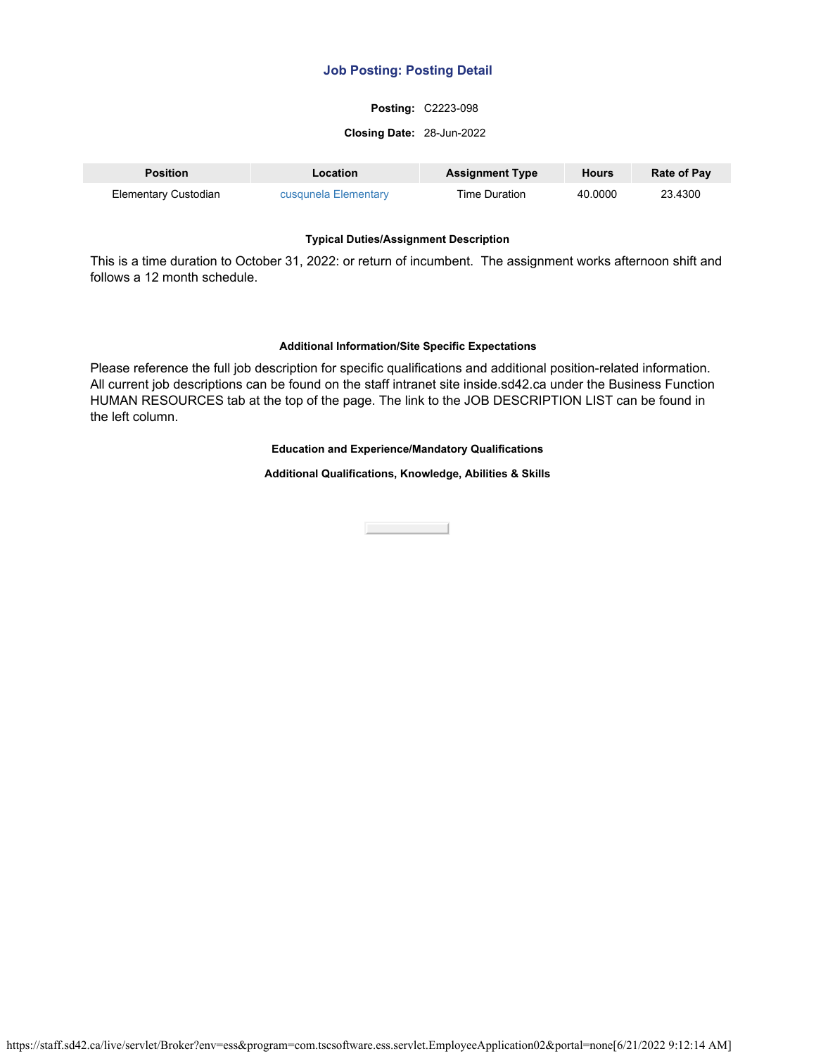## Job Posting: Posting Detail

**Posting:** C2223-098

**Closing Date:** 28-Jun-2022

| Position | Location | Assignment Type | Hours | Rate of Pay |
|---|---|---|---|---|
| Elementary Custodian | cusqunela Elementary | Time Duration | 40.0000 | 23.4300 |

#### Typical Duties/Assignment Description

This is a time duration to October 31, 2022: or return of incumbent. The assignment works afternoon shift and follows a 12 month schedule.

#### Additional Information/Site Specific Expectations

Please reference the full job description for specific qualifications and additional position-related information. All current job descriptions can be found on the staff intranet site inside.sd42.ca under the Business Function HUMAN RESOURCES tab at the top of the page. The link to the JOB DESCRIPTION LIST can be found in the left column.

#### Education and Experience/Mandatory Qualifications

#### Additional Qualifications, Knowledge, Abilities & Skills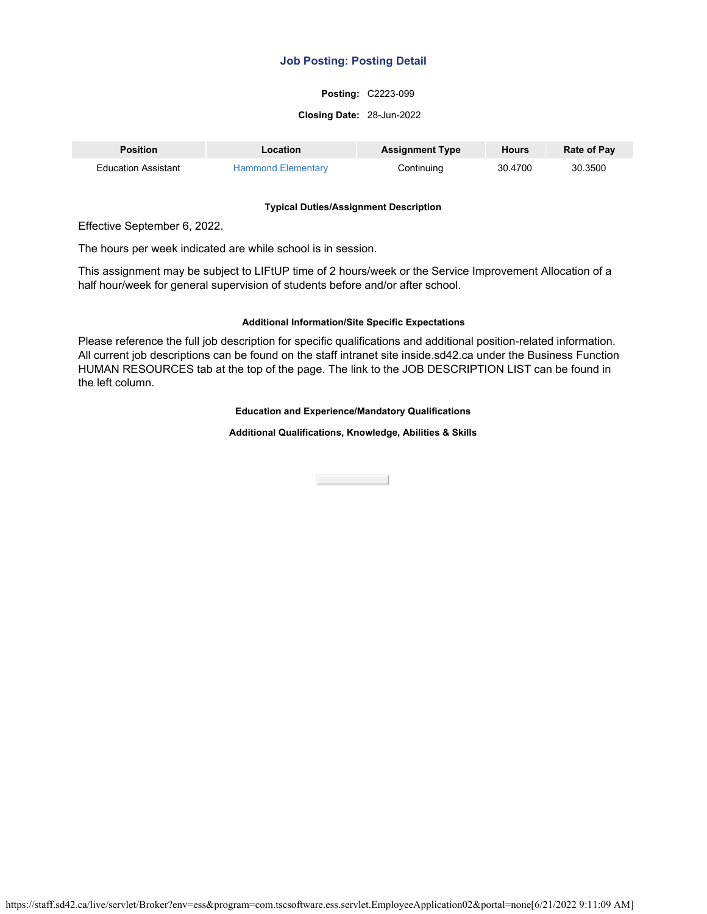## Job Posting: Posting Detail

**Posting:** C2223-099

**Closing Date:** 28-Jun-2022

| Position | Location | Assignment Type | Hours | Rate of Pay |
|---|---|---|---|---|
| Education Assistant | Hammond Elementary | Continuing | 30.4700 | 30.3500 |

#### Typical Duties/Assignment Description

Effective September 6, 2022.

The hours per week indicated are while school is in session.

This assignment may be subject to LIFtUP time of 2 hours/week or the Service Improvement Allocation of a half hour/week for general supervision of students before and/or after school.

#### Additional Information/Site Specific Expectations

Please reference the full job description for specific qualifications and additional position-related information. All current job descriptions can be found on the staff intranet site inside.sd42.ca under the Business Function HUMAN RESOURCES tab at the top of the page. The link to the JOB DESCRIPTION LIST can be found in the left column.

#### Education and Experience/Mandatory Qualifications

#### Additional Qualifications, Knowledge, Abilities & Skills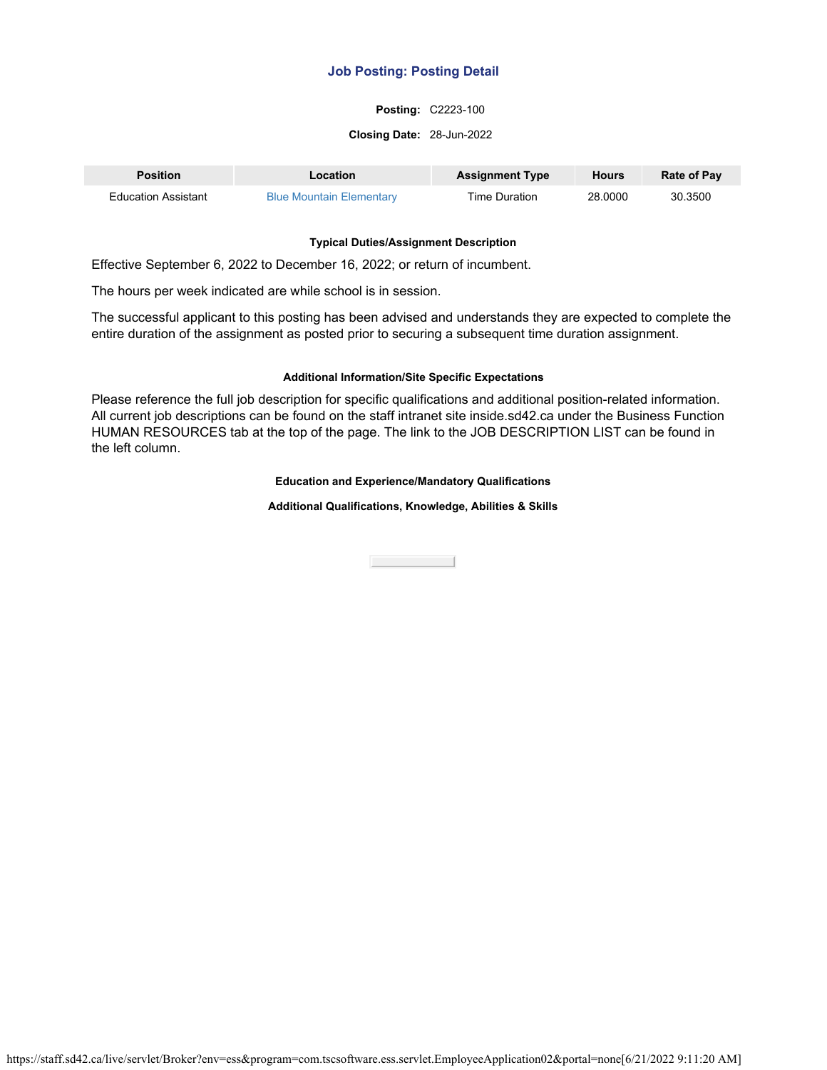## Job Posting: Posting Detail

**Posting:** C2223-100

**Closing Date:** 28-Jun-2022

| Position | Location | Assignment Type | Hours | Rate of Pay |
|---|---|---|---|---|
| Education Assistant | Blue Mountain Elementary | Time Duration | 28.0000 | 30.3500 |

#### Typical Duties/Assignment Description

Effective September 6, 2022 to December 16, 2022; or return of incumbent.

The hours per week indicated are while school is in session.

The successful applicant to this posting has been advised and understands they are expected to complete the entire duration of the assignment as posted prior to securing a subsequent time duration assignment.

#### Additional Information/Site Specific Expectations

Please reference the full job description for specific qualifications and additional position-related information. All current job descriptions can be found on the staff intranet site inside.sd42.ca under the Business Function HUMAN RESOURCES tab at the top of the page. The link to the JOB DESCRIPTION LIST can be found in the left column.

#### Education and Experience/Mandatory Qualifications

#### Additional Qualifications, Knowledge, Abilities & Skills

https://staff.sd42.ca/live/servlet/Broker?env=ess&program=com.tscsoftware.ess.servlet.EmployeeApplication02&portal=none[6/21/2022 9:11:20 AM]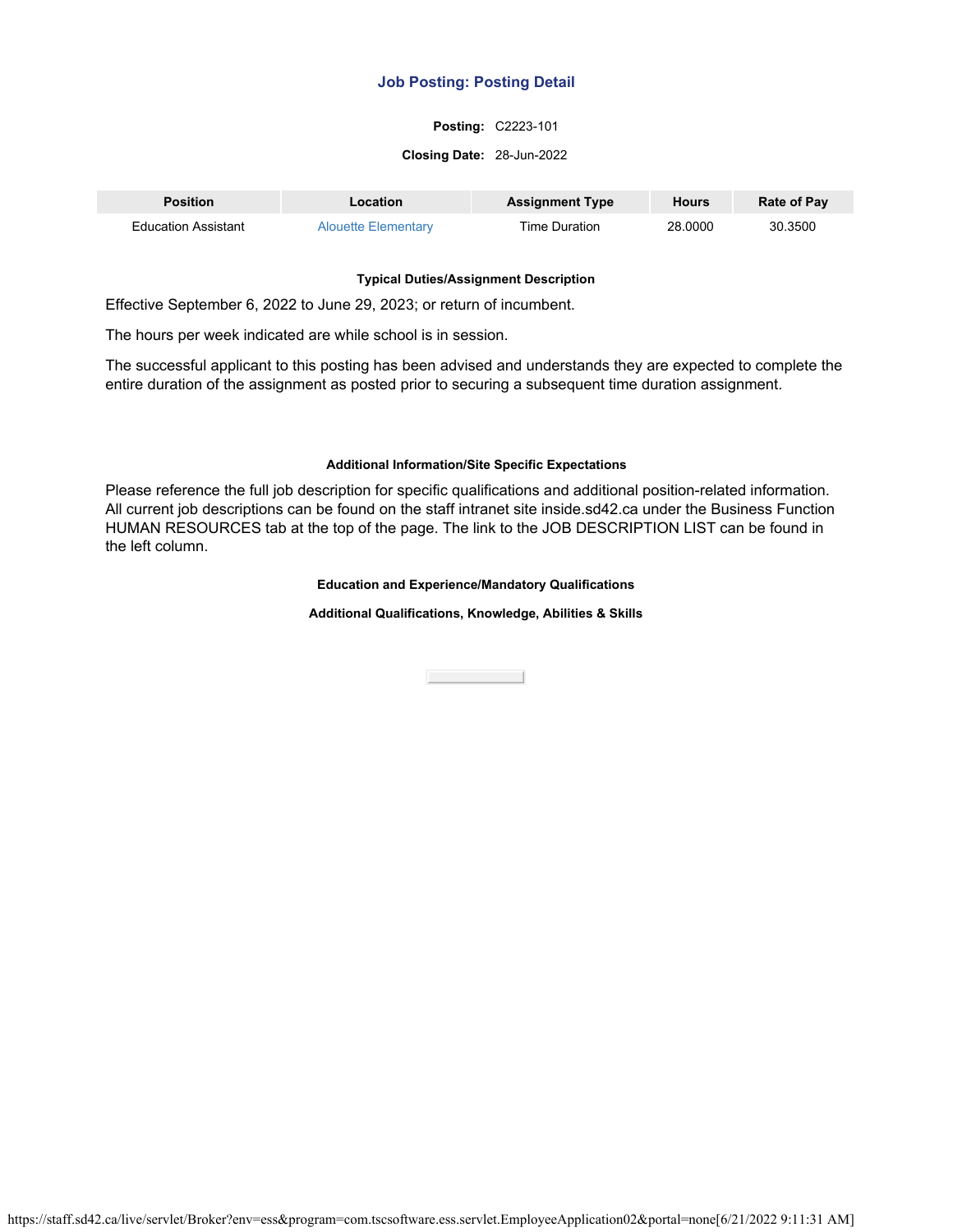## Job Posting: Posting Detail

**Posting:** C2223-101

**Closing Date:** 28-Jun-2022

| Position | Location | Assignment Type | Hours | Rate of Pay |
|---|---|---|---|---|
| Education Assistant | Alouette Elementary | Time Duration | 28.0000 | 30.3500 |

#### Typical Duties/Assignment Description

Effective September 6, 2022 to June 29, 2023; or return of incumbent.

The hours per week indicated are while school is in session.

The successful applicant to this posting has been advised and understands they are expected to complete the entire duration of the assignment as posted prior to securing a subsequent time duration assignment.

#### Additional Information/Site Specific Expectations

Please reference the full job description for specific qualifications and additional position-related information. All current job descriptions can be found on the staff intranet site inside.sd42.ca under the Business Function HUMAN RESOURCES tab at the top of the page. The link to the JOB DESCRIPTION LIST can be found in the left column.

#### Education and Experience/Mandatory Qualifications

#### Additional Qualifications, Knowledge, Abilities & Skills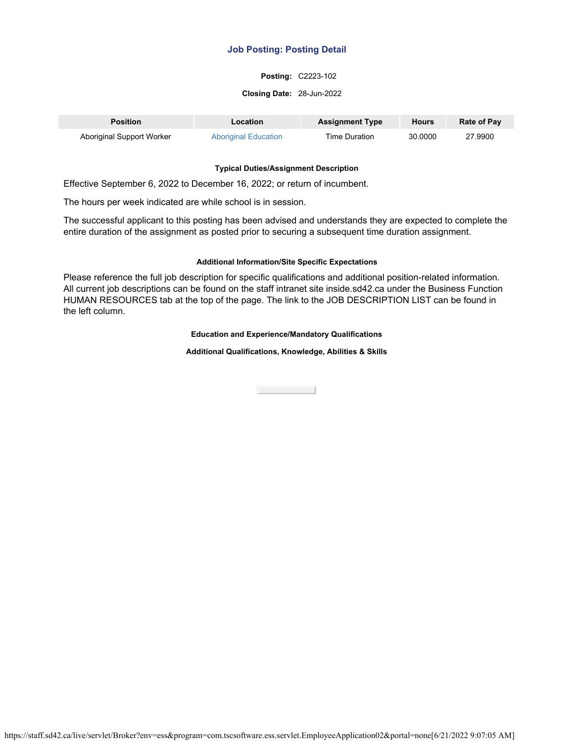## Job Posting: Posting Detail

**Posting:** C2223-102

**Closing Date:** 28-Jun-2022

| Position | Location | Assignment Type | Hours | Rate of Pay |
|---|---|---|---|---|
| Aboriginal Support Worker | Aboriginal Education | Time Duration | 30.0000 | 27.9900 |

#### Typical Duties/Assignment Description

Effective September 6, 2022 to December 16, 2022; or return of incumbent.

The hours per week indicated are while school is in session.

The successful applicant to this posting has been advised and understands they are expected to complete the entire duration of the assignment as posted prior to securing a subsequent time duration assignment.

#### Additional Information/Site Specific Expectations

Please reference the full job description for specific qualifications and additional position-related information. All current job descriptions can be found on the staff intranet site inside.sd42.ca under the Business Function HUMAN RESOURCES tab at the top of the page. The link to the JOB DESCRIPTION LIST can be found in the left column.

#### Education and Experience/Mandatory Qualifications

#### Additional Qualifications, Knowledge, Abilities & Skills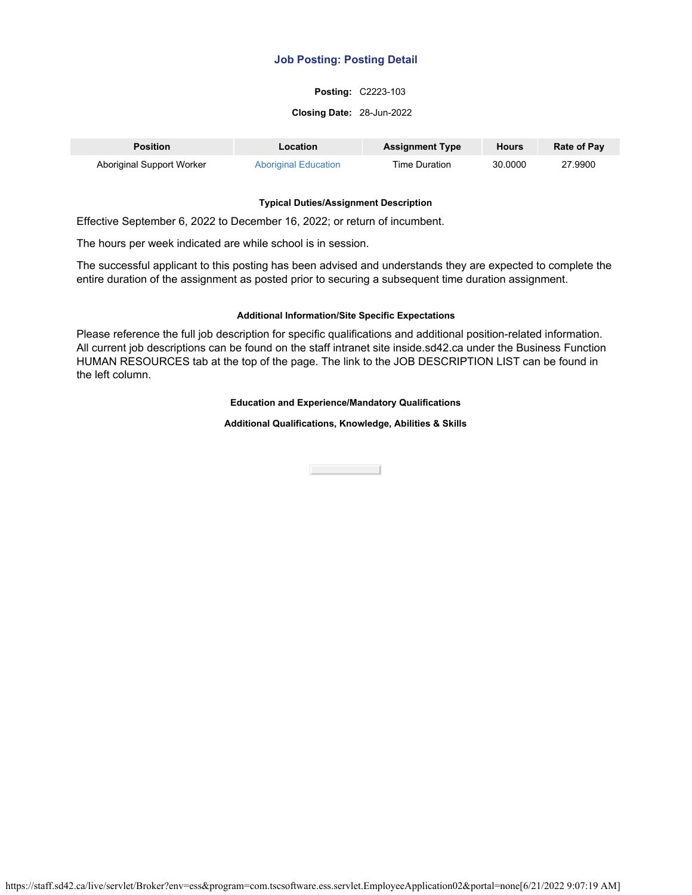## Job Posting: Posting Detail

**Posting:** C2223-103

**Closing Date:** 28-Jun-2022

| Position | Location | Assignment Type | Hours | Rate of Pay |
|---|---|---|---|---|
| Aboriginal Support Worker | Aboriginal Education | Time Duration | 30.0000 | 27.9900 |

#### Typical Duties/Assignment Description

Effective September 6, 2022 to December 16, 2022; or return of incumbent.

The hours per week indicated are while school is in session.

The successful applicant to this posting has been advised and understands they are expected to complete the entire duration of the assignment as posted prior to securing a subsequent time duration assignment.

#### Additional Information/Site Specific Expectations

Please reference the full job description for specific qualifications and additional position-related information. All current job descriptions can be found on the staff intranet site inside.sd42.ca under the Business Function HUMAN RESOURCES tab at the top of the page. The link to the JOB DESCRIPTION LIST can be found in the left column.

#### Education and Experience/Mandatory Qualifications

#### Additional Qualifications, Knowledge, Abilities & Skills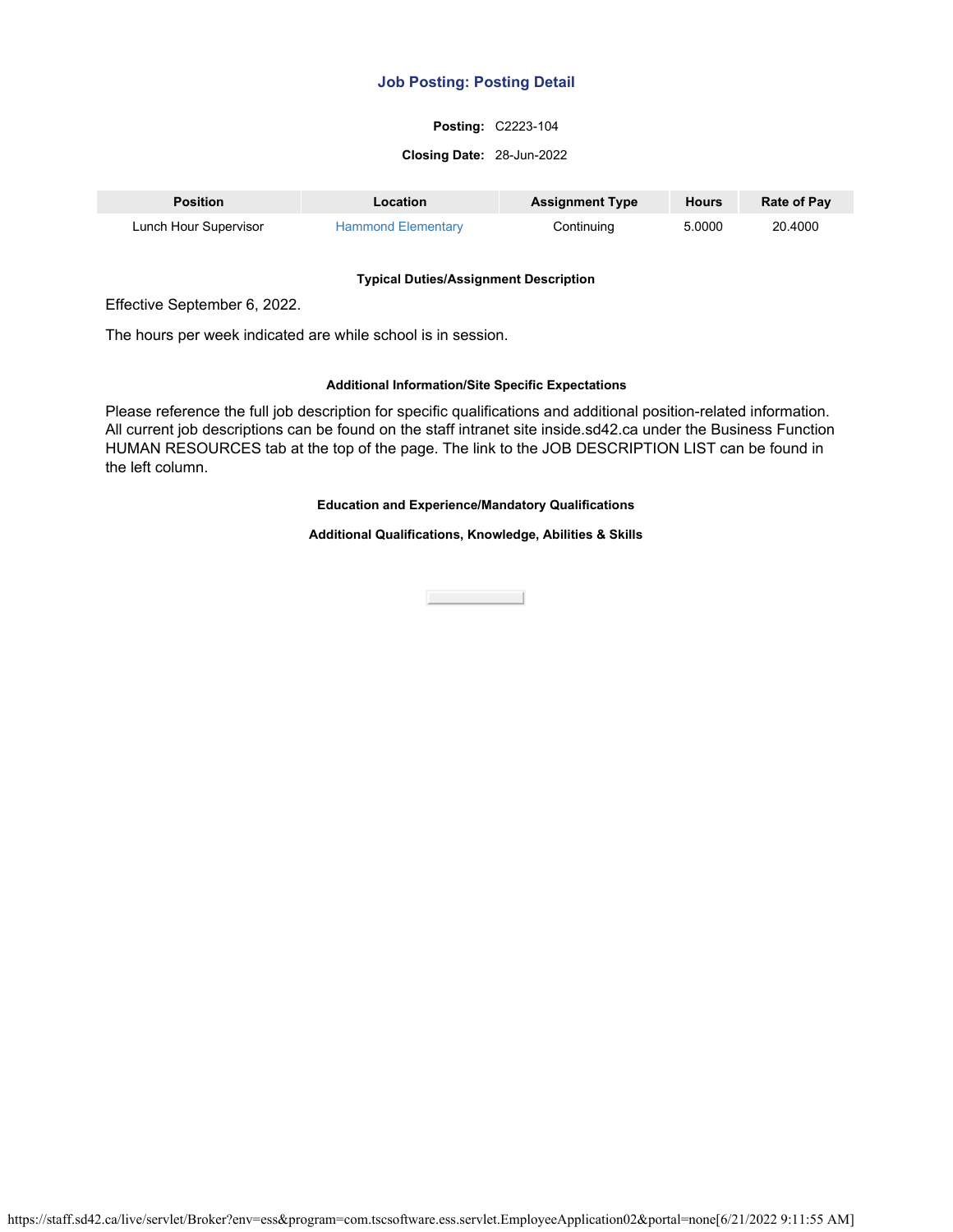# Job Posting: Posting Detail

**Posting:** C2223-104

**Closing Date:** 28-Jun-2022

| Position | Location | Assignment Type | Hours | Rate of Pay |
|---|---|---|---|---|
| Lunch Hour Supervisor | Hammond Elementary | Continuing | 5.0000 | 20.4000 |

#### Typical Duties/Assignment Description

Effective September 6, 2022.

The hours per week indicated are while school is in session.

#### Additional Information/Site Specific Expectations

Please reference the full job description for specific qualifications and additional position-related information. All current job descriptions can be found on the staff intranet site inside.sd42.ca under the Business Function HUMAN RESOURCES tab at the top of the page. The link to the JOB DESCRIPTION LIST can be found in the left column.

#### Education and Experience/Mandatory Qualifications

#### Additional Qualifications, Knowledge, Abilities & Skills